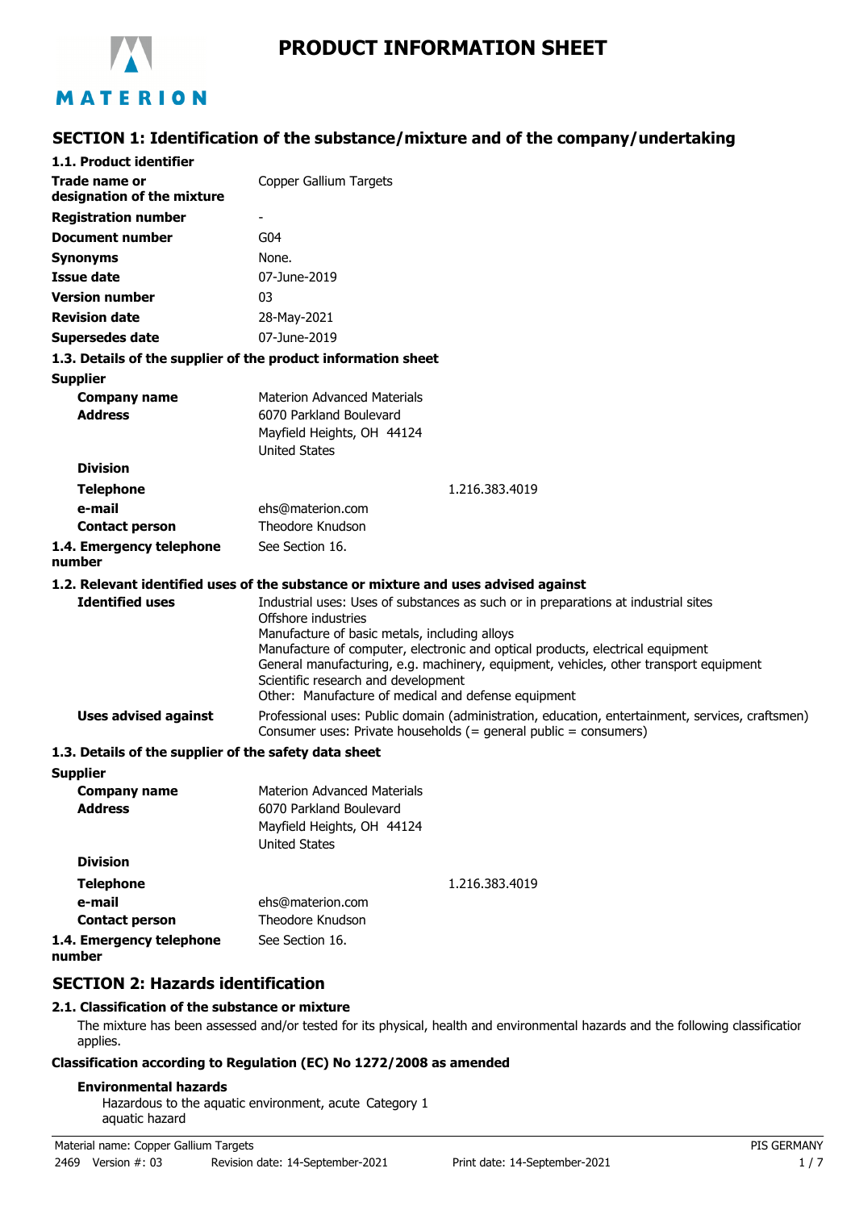# PRODUCT INFORMATION SHEET

## SECTION 1: Identification of the substance/mixture and of the company/undertaking

### 1.1. Product identifier

| | |
|---|---|
| **Trade name or designation of the mixture** | Copper Gallium Targets |
| **Registration number** | - |
| **Document number** | G04 |
| **Synonyms** | None. |
| **Issue date** | 07-June-2019 |
| **Version number** | 03 |
| **Revision date** | 28-May-2021 |
| **Supersedes date** | 07-June-2019 |

### 1.3. Details of the supplier of the product information sheet

**Supplier**

| | |
|---|---|
| **Company name** | Materion Advanced Materials |
| **Address** | 6070 Parkland Boulevard<br>Mayfield Heights, OH 44124<br>United States |
| **Division** | |
| **Telephone** | 1.216.383.4019 |
| **e-mail** | ehs@materion.com |
| **Contact person** | Theodore Knudson |
| **1.4. Emergency telephone number** | See Section 16. |

### 1.2. Relevant identified uses of the substance or mixture and uses advised against

**Identified uses**

Industrial uses: Uses of substances as such or in preparations at industrial sites
Offshore industries
Manufacture of basic metals, including alloys
Manufacture of computer, electronic and optical products, electrical equipment
General manufacturing, e.g. machinery, equipment, vehicles, other transport equipment
Scientific research and development
Other: Manufacture of medical and defense equipment

**Uses advised against**

Professional uses: Public domain (administration, education, entertainment, services, craftsmen)
Consumer uses: Private households (= general public = consumers)

### 1.3. Details of the supplier of the safety data sheet

**Supplier**

| | |
|---|---|
| **Company name** | Materion Advanced Materials |
| **Address** | 6070 Parkland Boulevard<br>Mayfield Heights, OH 44124<br>United States |
| **Division** | |
| **Telephone** | 1.216.383.4019 |
| **e-mail** | ehs@materion.com |
| **Contact person** | Theodore Knudson |
| **1.4. Emergency telephone number** | See Section 16. |

## SECTION 2: Hazards identification

### 2.1. Classification of the substance or mixture

The mixture has been assessed and/or tested for its physical, health and environmental hazards and the following classification applies.

**Classification according to Regulation (EC) No 1272/2008 as amended**

**Environmental hazards**

Hazardous to the aquatic environment, acute aquatic hazard — Category 1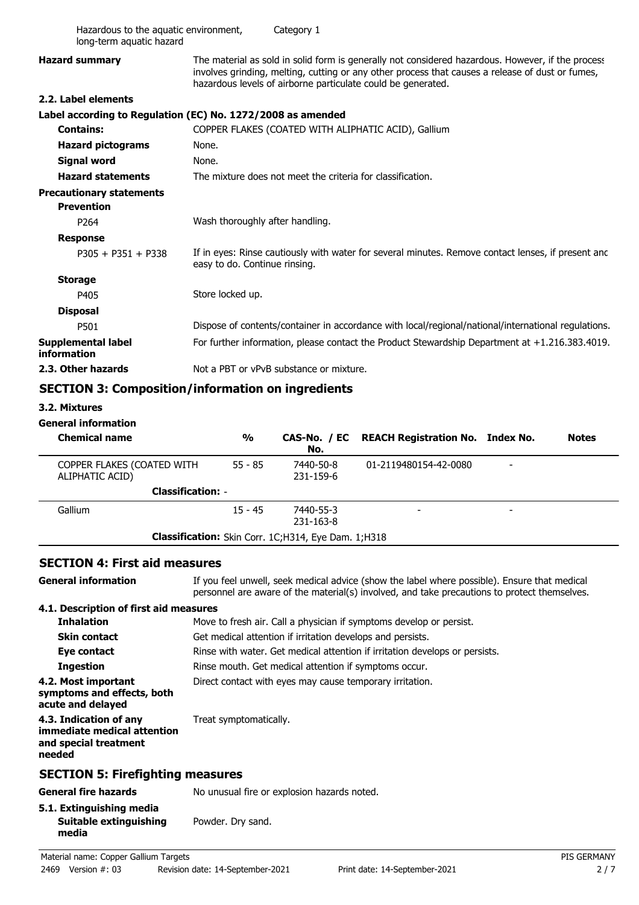| | |
|---|---|
| Hazardous to the aquatic environment, long-term aquatic hazard | Category 1 |

**Hazard summary** The material as sold in solid form is generally not considered hazardous. However, if the process involves grinding, melting, cutting or any other process that causes a release of dust or fumes, hazardous levels of airborne particulate could be generated.

### 2.2. Label elements

**Label according to Regulation (EC) No. 1272/2008 as amended**

| | |
|---|---|
| **Contains:** | COPPER FLAKES (COATED WITH ALIPHATIC ACID), Gallium |
| **Hazard pictograms** | None. |
| **Signal word** | None. |
| **Hazard statements** | The mixture does not meet the criteria for classification. |

**Precautionary statements**

**Prevention**

| | |
|---|---|
| P264 | Wash thoroughly after handling. |

**Response**

| | |
|---|---|
| P305 + P351 + P338 | If in eyes: Rinse cautiously with water for several minutes. Remove contact lenses, if present and easy to do. Continue rinsing. |

**Storage**

| | |
|---|---|
| P405 | Store locked up. |

**Disposal**

| | |
|---|---|
| P501 | Dispose of contents/container in accordance with local/regional/national/international regulations. |

**Supplemental label information** For further information, please contact the Product Stewardship Department at +1.216.383.4019.

**2.3. Other hazards** Not a PBT or vPvB substance or mixture.

## SECTION 3: Composition/information on ingredients

### 3.2. Mixtures

**General information**

| Chemical name | % | CAS-No. / EC No. | REACH Registration No. | Index No. | Notes |
|---|---|---|---|---|---|
| COPPER FLAKES (COATED WITH ALIPHATIC ACID) | 55 - 85 | 7440-50-8 231-159-6 | 01-2119480154-42-0080 | - | |
| **Classification:** - | | | | | |
| Gallium | 15 - 45 | 7440-55-3 231-163-8 | - | - | |
| **Classification:** Skin Corr. 1C;H314, Eye Dam. 1;H318 | | | | | |

## SECTION 4: First aid measures

**General information** If you feel unwell, seek medical advice (show the label where possible). Ensure that medical personnel are aware of the material(s) involved, and take precautions to protect themselves.

### 4.1. Description of first aid measures

| | |
|---|---|
| **Inhalation** | Move to fresh air. Call a physician if symptoms develop or persist. |
| **Skin contact** | Get medical attention if irritation develops and persists. |
| **Eye contact** | Rinse with water. Get medical attention if irritation develops or persists. |
| **Ingestion** | Rinse mouth. Get medical attention if symptoms occur. |
| **4.2. Most important symptoms and effects, both acute and delayed** | Direct contact with eyes may cause temporary irritation. |
| **4.3. Indication of any immediate medical attention and special treatment needed** | Treat symptomatically. |

## SECTION 5: Firefighting measures

**General fire hazards** No unusual fire or explosion hazards noted.

### 5.1. Extinguishing media

**Suitable extinguishing media** Powder. Dry sand.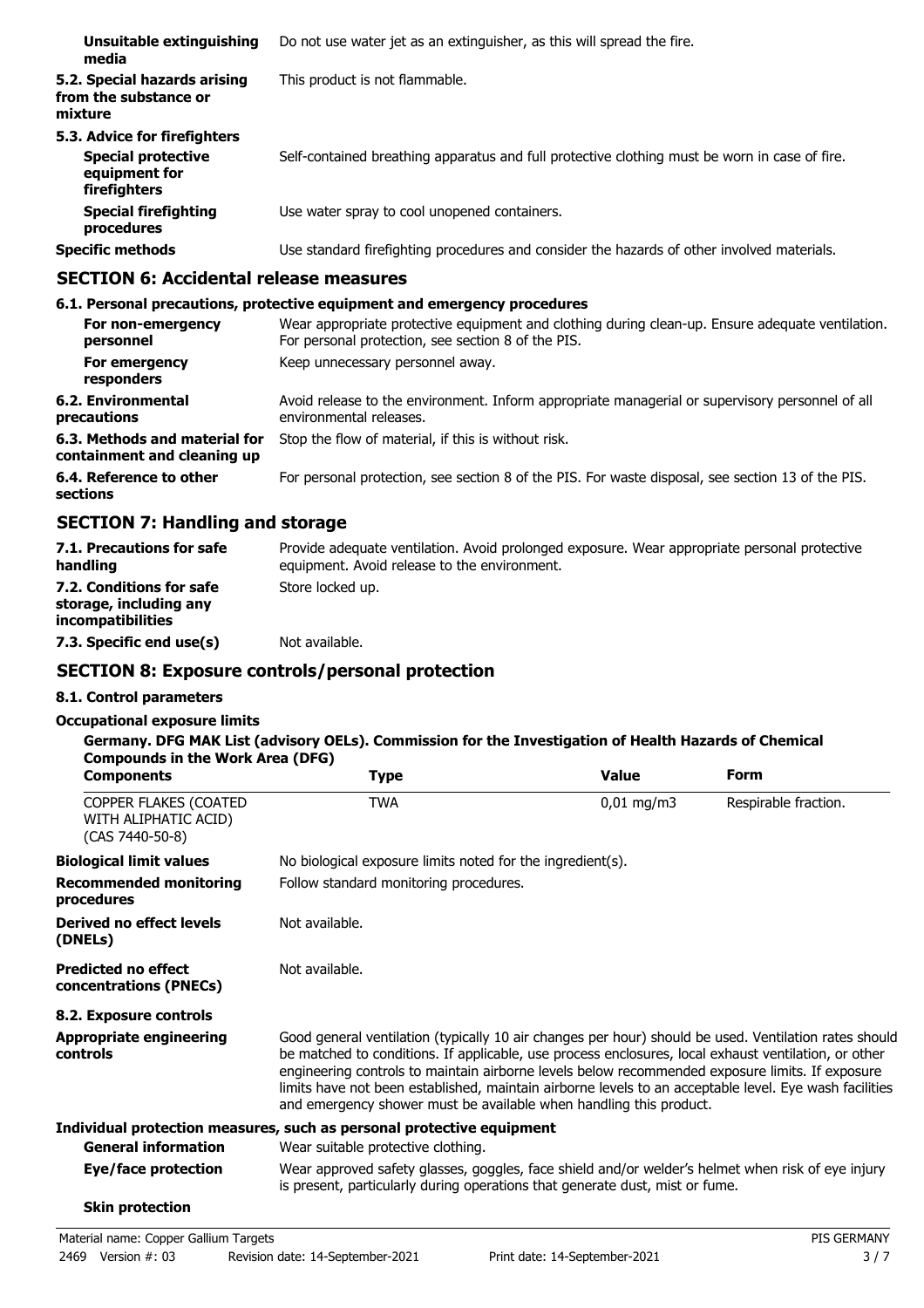| | |
|---|---|
| **Unsuitable extinguishing media** | Do not use water jet as an extinguisher, as this will spread the fire. |
| **5.2. Special hazards arising from the substance or mixture** | This product is not flammable. |
| **5.3. Advice for firefighters** | |
| **Special protective equipment for firefighters** | Self-contained breathing apparatus and full protective clothing must be worn in case of fire. |
| **Special firefighting procedures** | Use water spray to cool unopened containers. |
| **Specific methods** | Use standard firefighting procedures and consider the hazards of other involved materials. |

## SECTION 6: Accidental release measures

**6.1. Personal precautions, protective equipment and emergency procedures**

| | |
|---|---|
| **For non-emergency personnel** | Wear appropriate protective equipment and clothing during clean-up. Ensure adequate ventilation. For personal protection, see section 8 of the PIS. |
| **For emergency responders** | Keep unnecessary personnel away. |
| **6.2. Environmental precautions** | Avoid release to the environment. Inform appropriate managerial or supervisory personnel of all environmental releases. |
| **6.3. Methods and material for containment and cleaning up** | Stop the flow of material, if this is without risk. |
| **6.4. Reference to other sections** | For personal protection, see section 8 of the PIS. For waste disposal, see section 13 of the PIS. |

## SECTION 7: Handling and storage

| | |
|---|---|
| **7.1. Precautions for safe handling** | Provide adequate ventilation. Avoid prolonged exposure. Wear appropriate personal protective equipment. Avoid release to the environment. |
| **7.2. Conditions for safe storage, including any incompatibilities** | Store locked up. |
| **7.3. Specific end use(s)** | Not available. |

## SECTION 8: Exposure controls/personal protection

**8.1. Control parameters**

**Occupational exposure limits**

**Germany. DFG MAK List (advisory OELs). Commission for the Investigation of Health Hazards of Chemical Compounds in the Work Area (DFG)**

| Components | Type | Value | Form |
|---|---|---|---|
| COPPER FLAKES (COATED WITH ALIPHATIC ACID) (CAS 7440-50-8) | TWA | 0,01 mg/m3 | Respirable fraction. |

| | |
|---|---|
| **Biological limit values** | No biological exposure limits noted for the ingredient(s). |
| **Recommended monitoring procedures** | Follow standard monitoring procedures. |
| **Derived no effect levels (DNELs)** | Not available. |
| **Predicted no effect concentrations (PNECs)** | Not available. |
| **8.2. Exposure controls** | |
| **Appropriate engineering controls** | Good general ventilation (typically 10 air changes per hour) should be used. Ventilation rates should be matched to conditions. If applicable, use process enclosures, local exhaust ventilation, or other engineering controls to maintain airborne levels below recommended exposure limits. If exposure limits have not been established, maintain airborne levels to an acceptable level. Eye wash facilities and emergency shower must be available when handling this product. |

**Individual protection measures, such as personal protective equipment**

| | |
|---|---|
| **General information** | Wear suitable protective clothing. |
| **Eye/face protection** | Wear approved safety glasses, goggles, face shield and/or welder's helmet when risk of eye injury is present, particularly during operations that generate dust, mist or fume. |
| **Skin protection** | |

Material name: Copper Gallium Targets
2469 Version #: 03 Revision date: 14-September-2021 Print date: 14-September-2021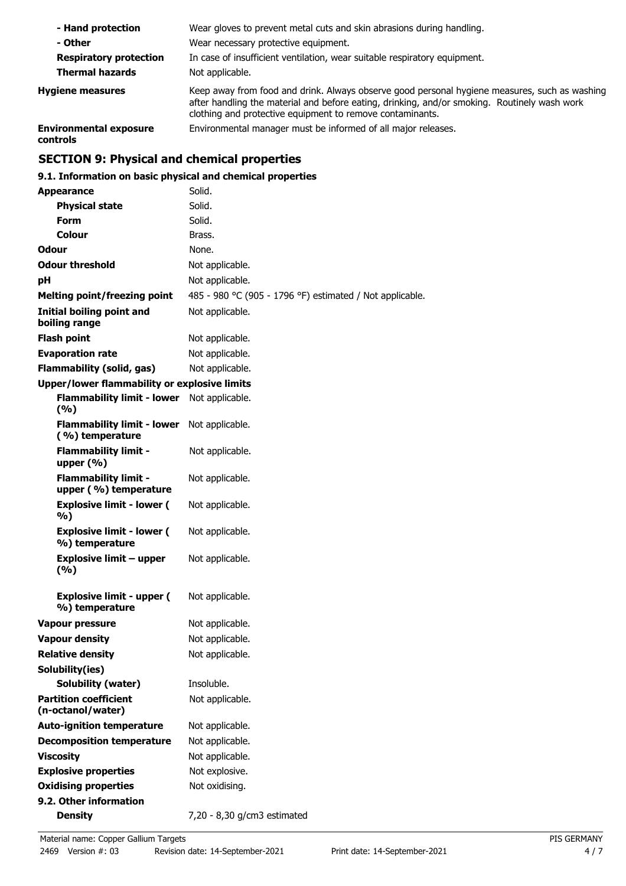| | |
|---|---|
| **- Hand protection** | Wear gloves to prevent metal cuts and skin abrasions during handling. |
| **- Other** | Wear necessary protective equipment. |
| **Respiratory protection** | In case of insufficient ventilation, wear suitable respiratory equipment. |
| **Thermal hazards** | Not applicable. |
| **Hygiene measures** | Keep away from food and drink. Always observe good personal hygiene measures, such as washing after handling the material and before eating, drinking, and/or smoking. Routinely wash work clothing and protective equipment to remove contaminants. |
| **Environmental exposure controls** | Environmental manager must be informed of all major releases. |

## SECTION 9: Physical and chemical properties

### 9.1. Information on basic physical and chemical properties

| | |
|---|---|
| **Appearance** | Solid. |
| **Physical state** | Solid. |
| **Form** | Solid. |
| **Colour** | Brass. |
| **Odour** | None. |
| **Odour threshold** | Not applicable. |
| **pH** | Not applicable. |
| **Melting point/freezing point** | 485 - 980 °C (905 - 1796 °F) estimated / Not applicable. |
| **Initial boiling point and boiling range** | Not applicable. |
| **Flash point** | Not applicable. |
| **Evaporation rate** | Not applicable. |
| **Flammability (solid, gas)** | Not applicable. |
| **Upper/lower flammability or explosive limits** | |
| **Flammability limit - lower (%)** | Not applicable. |
| **Flammability limit - lower (%) temperature** | Not applicable. |
| **Flammability limit - upper (%)** | Not applicable. |
| **Flammability limit - upper (%) temperature** | Not applicable. |
| **Explosive limit - lower (%)** | Not applicable. |
| **Explosive limit - lower (%) temperature** | Not applicable. |
| **Explosive limit – upper (%)** | Not applicable. |
| **Explosive limit - upper (%) temperature** | Not applicable. |
| **Vapour pressure** | Not applicable. |
| **Vapour density** | Not applicable. |
| **Relative density** | Not applicable. |
| **Solubility(ies)** | |
| **Solubility (water)** | Insoluble. |
| **Partition coefficient (n-octanol/water)** | Not applicable. |
| **Auto-ignition temperature** | Not applicable. |
| **Decomposition temperature** | Not applicable. |
| **Viscosity** | Not applicable. |
| **Explosive properties** | Not explosive. |
| **Oxidising properties** | Not oxidising. |

### 9.2. Other information

| | |
|---|---|
| **Density** | 7,20 - 8,30 g/cm3 estimated |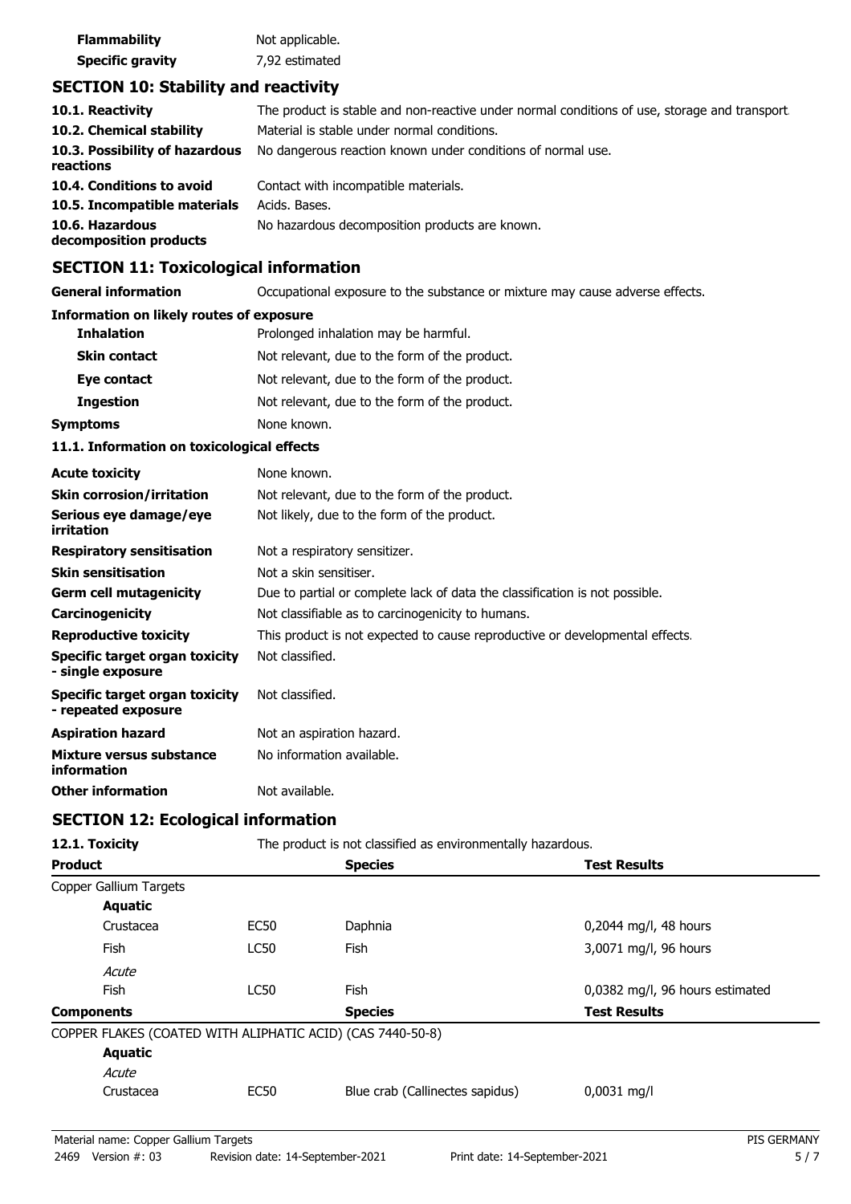| | |
|---|---|
| **Flammability** | Not applicable. |
| **Specific gravity** | 7,92 estimated |

## SECTION 10: Stability and reactivity

| | |
|---|---|
| **10.1. Reactivity** | The product is stable and non-reactive under normal conditions of use, storage and transport. |
| **10.2. Chemical stability** | Material is stable under normal conditions. |
| **10.3. Possibility of hazardous reactions** | No dangerous reaction known under conditions of normal use. |
| **10.4. Conditions to avoid** | Contact with incompatible materials. |
| **10.5. Incompatible materials** | Acids. Bases. |
| **10.6. Hazardous decomposition products** | No hazardous decomposition products are known. |

## SECTION 11: Toxicological information

| | |
|---|---|
| **General information** | Occupational exposure to the substance or mixture may cause adverse effects. |

**Information on likely routes of exposure**

| | |
|---|---|
| **Inhalation** | Prolonged inhalation may be harmful. |
| **Skin contact** | Not relevant, due to the form of the product. |
| **Eye contact** | Not relevant, due to the form of the product. |
| **Ingestion** | Not relevant, due to the form of the product. |
| **Symptoms** | None known. |

**11.1. Information on toxicological effects**

| | |
|---|---|
| **Acute toxicity** | None known. |
| **Skin corrosion/irritation** | Not relevant, due to the form of the product. |
| **Serious eye damage/eye irritation** | Not likely, due to the form of the product. |
| **Respiratory sensitisation** | Not a respiratory sensitizer. |
| **Skin sensitisation** | Not a skin sensitiser. |
| **Germ cell mutagenicity** | Due to partial or complete lack of data the classification is not possible. |
| **Carcinogenicity** | Not classifiable as to carcinogenicity to humans. |
| **Reproductive toxicity** | This product is not expected to cause reproductive or developmental effects. |
| **Specific target organ toxicity - single exposure** | Not classified. |
| **Specific target organ toxicity - repeated exposure** | Not classified. |
| **Aspiration hazard** | Not an aspiration hazard. |
| **Mixture versus substance information** | No information available. |
| **Other information** | Not available. |

## SECTION 12: Ecological information

**12.1. Toxicity** The product is not classified as environmentally hazardous.

| **Product** | | **Species** | **Test Results** |
|---|---|---|---|
| Copper Gallium Targets | | | |
| **Aquatic** | | | |
| Crustacea | EC50 | Daphnia | 0,2044 mg/l, 48 hours |
| Fish | LC50 | Fish | 3,0071 mg/l, 96 hours |
| *Acute* | | | |
| Fish | LC50 | Fish | 0,0382 mg/l, 96 hours estimated |
| **Components** | | **Species** | **Test Results** |
| COPPER FLAKES (COATED WITH ALIPHATIC ACID) (CAS 7440-50-8) | | | |
| **Aquatic** | | | |
| *Acute* | | | |
| Crustacea | EC50 | Blue crab (Callinectes sapidus) | 0,0031 mg/l |

Material name: Copper Gallium Targets
2469 Version #: 03 Revision date: 14-September-2021 Print date: 14-September-2021 PIS GERMANY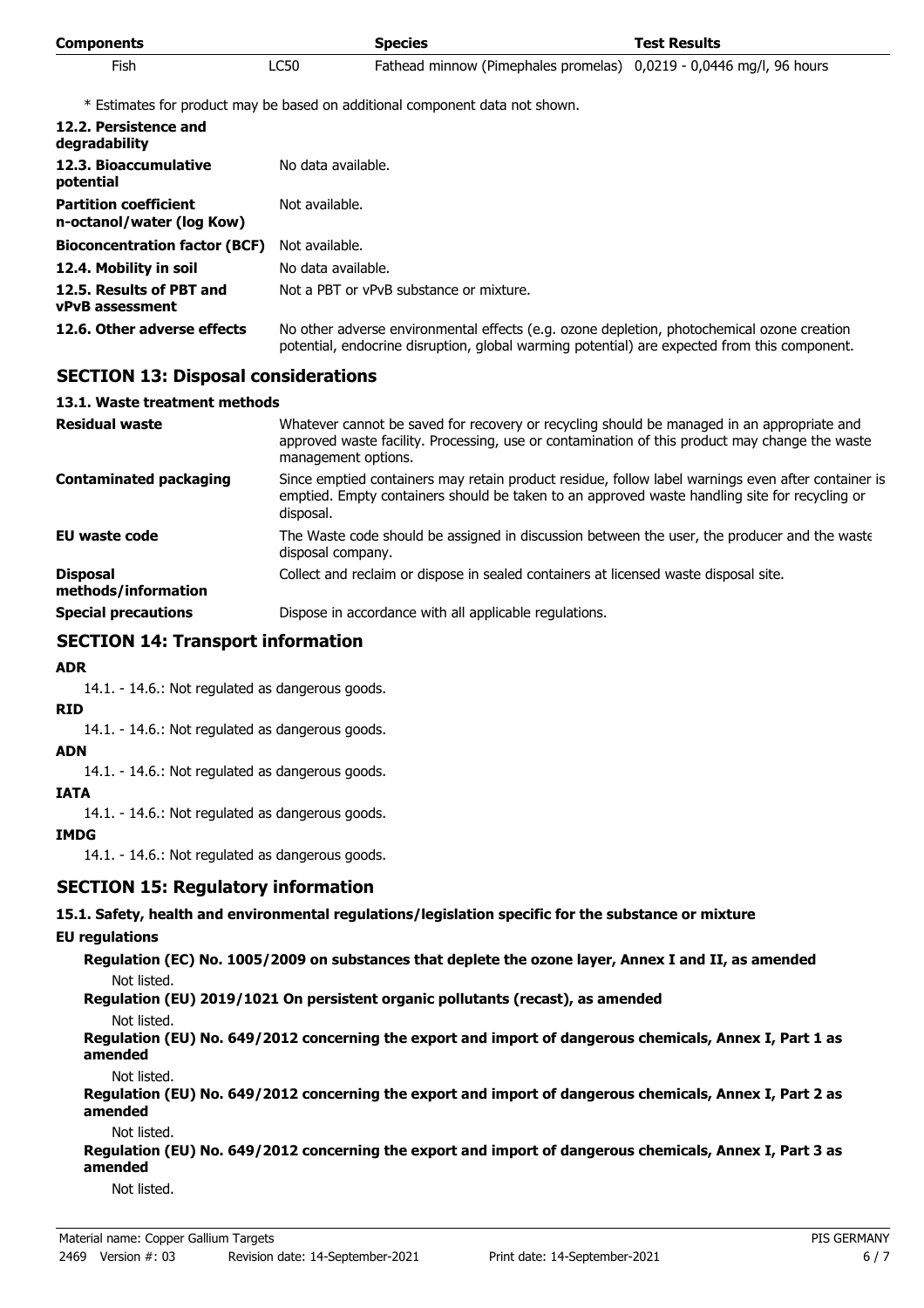| Components | | Species | Test Results |
|---|---|---|---|
| Fish | LC50 | Fathead minnow (Pimephales promelas) | 0,0219 - 0,0446 mg/l, 96 hours |

\* Estimates for product may be based on additional component data not shown.

| | |
|---|---|
| **12.2. Persistence and degradability** | |
| **12.3. Bioaccumulative potential** | No data available. |
| **Partition coefficient n-octanol/water (log Kow)** | Not available. |
| **Bioconcentration factor (BCF)** | Not available. |
| **12.4. Mobility in soil** | No data available. |
| **12.5. Results of PBT and vPvB assessment** | Not a PBT or vPvB substance or mixture. |
| **12.6. Other adverse effects** | No other adverse environmental effects (e.g. ozone depletion, photochemical ozone creation potential, endocrine disruption, global warming potential) are expected from this component. |

## SECTION 13: Disposal considerations

### 13.1. Waste treatment methods

| | |
|---|---|
| **Residual waste** | Whatever cannot be saved for recovery or recycling should be managed in an appropriate and approved waste facility. Processing, use or contamination of this product may change the waste management options. |
| **Contaminated packaging** | Since emptied containers may retain product residue, follow label warnings even after container is emptied. Empty containers should be taken to an approved waste handling site for recycling or disposal. |
| **EU waste code** | The Waste code should be assigned in discussion between the user, the producer and the waste disposal company. |
| **Disposal methods/information** | Collect and reclaim or dispose in sealed containers at licensed waste disposal site. |
| **Special precautions** | Dispose in accordance with all applicable regulations. |

## SECTION 14: Transport information

**ADR**

14.1. - 14.6.: Not regulated as dangerous goods.

**RID**

14.1. - 14.6.: Not regulated as dangerous goods.

**ADN**

14.1. - 14.6.: Not regulated as dangerous goods.

**IATA**

14.1. - 14.6.: Not regulated as dangerous goods.

**IMDG**

14.1. - 14.6.: Not regulated as dangerous goods.

## SECTION 15: Regulatory information

### 15.1. Safety, health and environmental regulations/legislation specific for the substance or mixture

**EU regulations**

**Regulation (EC) No. 1005/2009 on substances that deplete the ozone layer, Annex I and II, as amended**

Not listed.

**Regulation (EU) 2019/1021 On persistent organic pollutants (recast), as amended**

Not listed.

**Regulation (EU) No. 649/2012 concerning the export and import of dangerous chemicals, Annex I, Part 1 as amended**

Not listed.

**Regulation (EU) No. 649/2012 concerning the export and import of dangerous chemicals, Annex I, Part 2 as amended**

Not listed.

**Regulation (EU) No. 649/2012 concerning the export and import of dangerous chemicals, Annex I, Part 3 as amended**

Not listed.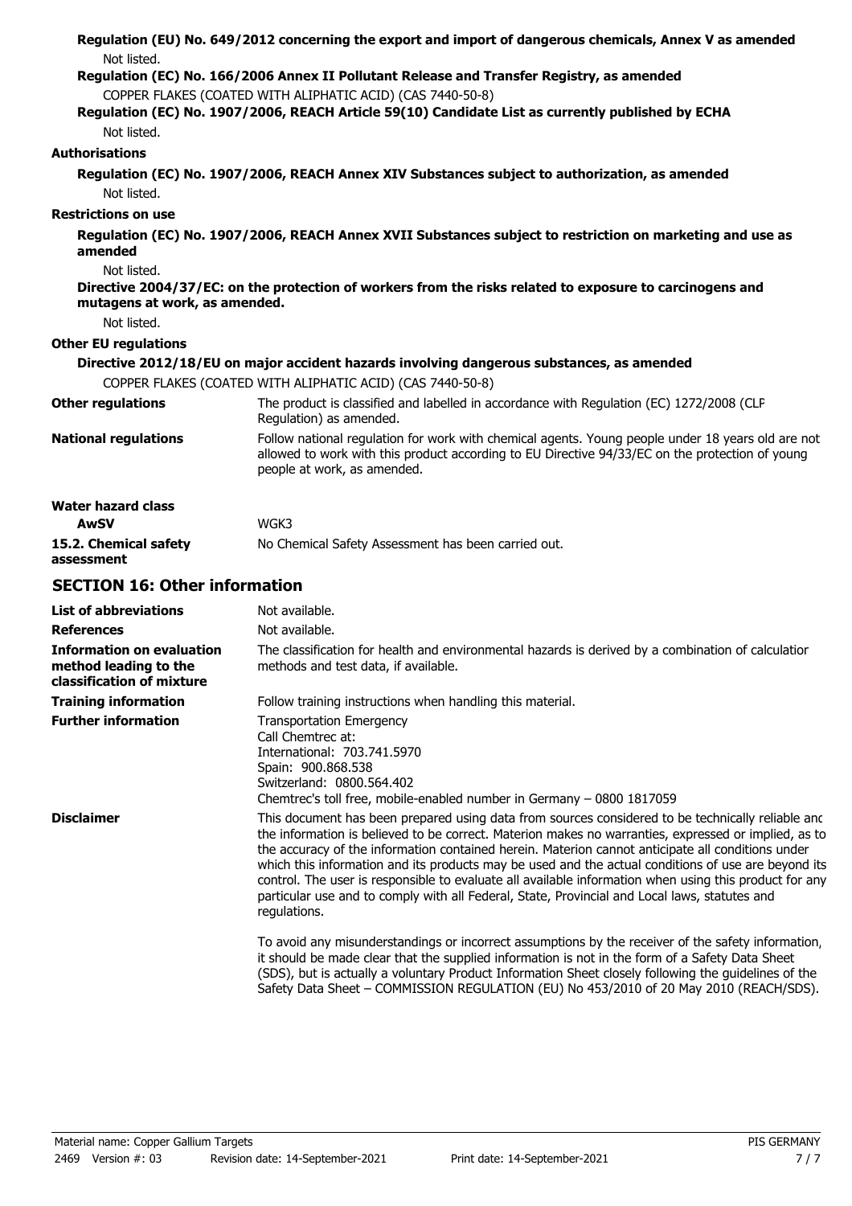**Regulation (EU) No. 649/2012 concerning the export and import of dangerous chemicals, Annex V as amended**

Not listed.

**Regulation (EC) No. 166/2006 Annex II Pollutant Release and Transfer Registry, as amended**

COPPER FLAKES (COATED WITH ALIPHATIC ACID) (CAS 7440-50-8)

**Regulation (EC) No. 1907/2006, REACH Article 59(10) Candidate List as currently published by ECHA**

Not listed.

**Authorisations**

**Regulation (EC) No. 1907/2006, REACH Annex XIV Substances subject to authorization, as amended**

Not listed.

**Restrictions on use**

**Regulation (EC) No. 1907/2006, REACH Annex XVII Substances subject to restriction on marketing and use as amended**

Not listed.

**Directive 2004/37/EC: on the protection of workers from the risks related to exposure to carcinogens and mutagens at work, as amended.**

Not listed.

**Other EU regulations**

**Directive 2012/18/EU on major accident hazards involving dangerous substances, as amended**

COPPER FLAKES (COATED WITH ALIPHATIC ACID) (CAS 7440-50-8)

**Other regulations** The product is classified and labelled in accordance with Regulation (EC) 1272/2008 (CLP Regulation) as amended.

**National regulations** Follow national regulation for work with chemical agents. Young people under 18 years old are not allowed to work with this product according to EU Directive 94/33/EC on the protection of young people at work, as amended.

**Water hazard class**

**AwSV** WGK3

**15.2. Chemical safety assessment** No Chemical Safety Assessment has been carried out.

## SECTION 16: Other information

**List of abbreviations** Not available.

**References** Not available.

**Information on evaluation method leading to the classification of mixture** The classification for health and environmental hazards is derived by a combination of calculation methods and test data, if available.

**Training information** Follow training instructions when handling this material.

**Further information** Transportation Emergency
Call Chemtrec at:
International: 703.741.5970
Spain: 900.868.538
Switzerland: 0800.564.402
Chemtrec's toll free, mobile-enabled number in Germany – 0800 1817059

**Disclaimer** This document has been prepared using data from sources considered to be technically reliable and the information is believed to be correct. Materion makes no warranties, expressed or implied, as to the accuracy of the information contained herein. Materion cannot anticipate all conditions under which this information and its products may be used and the actual conditions of use are beyond its control. The user is responsible to evaluate all available information when using this product for any particular use and to comply with all Federal, State, Provincial and Local laws, statutes and regulations.

To avoid any misunderstandings or incorrect assumptions by the receiver of the safety information, it should be made clear that the supplied information is not in the form of a Safety Data Sheet (SDS), but is actually a voluntary Product Information Sheet closely following the guidelines of the Safety Data Sheet – COMMISSION REGULATION (EU) No 453/2010 of 20 May 2010 (REACH/SDS).

Material name: Copper Gallium Targets
2469 Version #: 03 Revision date: 14-September-2021 Print date: 14-September-2021
PIS GERMANY